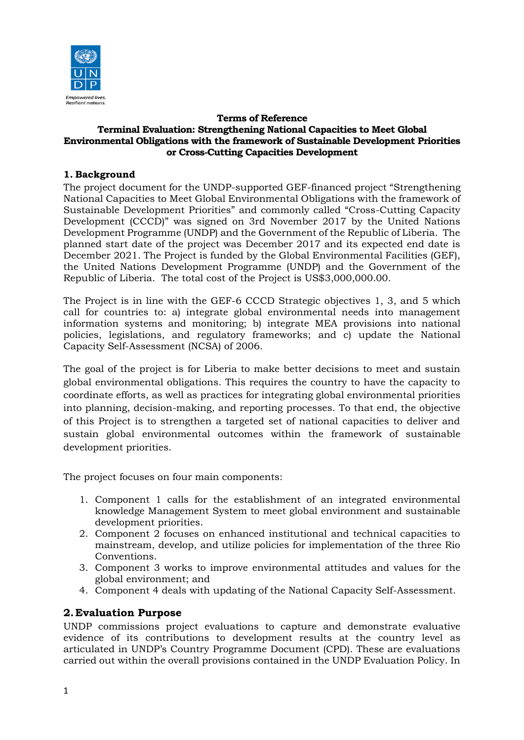**Terms of Reference**
**Terminal Evaluation: Strengthening National Capacities to Meet Global Environmental Obligations with the framework of Sustainable Development Priorities or Cross-Cutting Capacities Development**

## 1. Background

The project document for the UNDP-supported GEF-financed project "Strengthening National Capacities to Meet Global Environmental Obligations with the framework of Sustainable Development Priorities" and commonly called "Cross-Cutting Capacity Development (CCCD)" was signed on 3rd November 2017 by the United Nations Development Programme (UNDP) and the Government of the Republic of Liberia. The planned start date of the project was December 2017 and its expected end date is December 2021. The Project is funded by the Global Environmental Facilities (GEF), the United Nations Development Programme (UNDP) and the Government of the Republic of Liberia. The total cost of the Project is US$3,000,000.00.

The Project is in line with the GEF-6 CCCD Strategic objectives 1, 3, and 5 which call for countries to: a) integrate global environmental needs into management information systems and monitoring; b) integrate MEA provisions into national policies, legislations, and regulatory frameworks; and c) update the National Capacity Self-Assessment (NCSA) of 2006.

The goal of the project is for Liberia to make better decisions to meet and sustain global environmental obligations. This requires the country to have the capacity to coordinate efforts, as well as practices for integrating global environmental priorities into planning, decision-making, and reporting processes. To that end, the objective of this Project is to strengthen a targeted set of national capacities to deliver and sustain global environmental outcomes within the framework of sustainable development priorities.

The project focuses on four main components:

1. Component 1 calls for the establishment of an integrated environmental knowledge Management System to meet global environment and sustainable development priorities.
2. Component 2 focuses on enhanced institutional and technical capacities to mainstream, develop, and utilize policies for implementation of the three Rio Conventions.
3. Component 3 works to improve environmental attitudes and values for the global environment; and
4. Component 4 deals with updating of the National Capacity Self-Assessment.

## 2. Evaluation Purpose

UNDP commissions project evaluations to capture and demonstrate evaluative evidence of its contributions to development results at the country level as articulated in UNDP's Country Programme Document (CPD). These are evaluations carried out within the overall provisions contained in the UNDP Evaluation Policy. In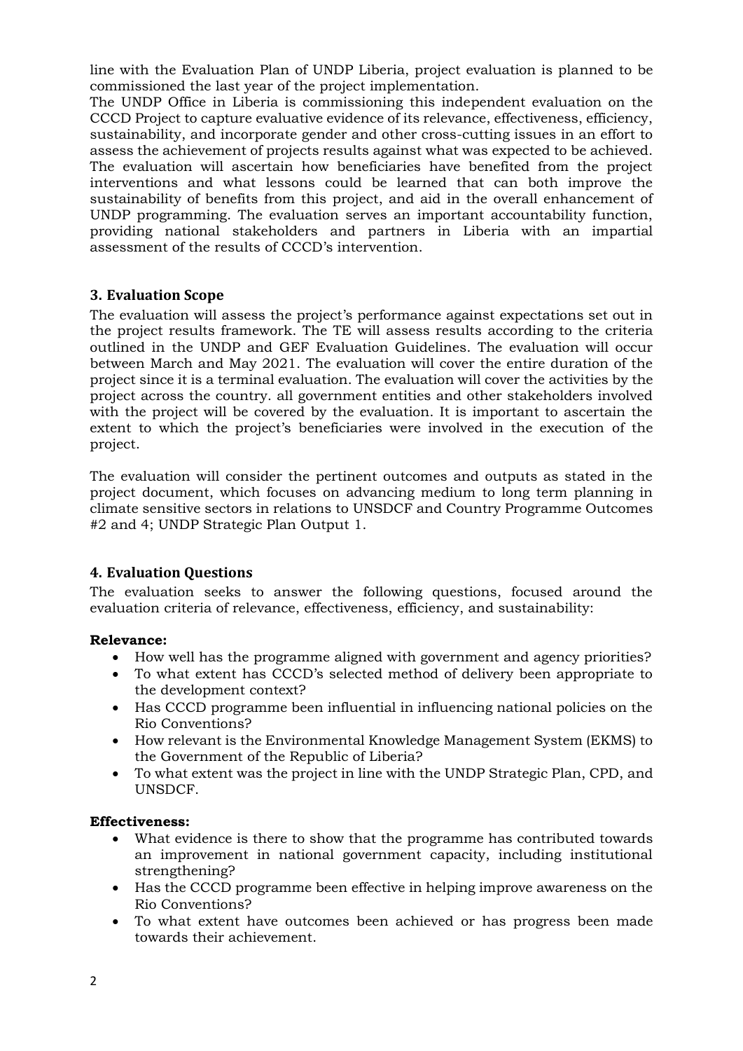line with the Evaluation Plan of UNDP Liberia, project evaluation is planned to be commissioned the last year of the project implementation.
The UNDP Office in Liberia is commissioning this independent evaluation on the CCCD Project to capture evaluative evidence of its relevance, effectiveness, efficiency, sustainability, and incorporate gender and other cross-cutting issues in an effort to assess the achievement of projects results against what was expected to be achieved. The evaluation will ascertain how beneficiaries have benefited from the project interventions and what lessons could be learned that can both improve the sustainability of benefits from this project, and aid in the overall enhancement of UNDP programming. The evaluation serves an important accountability function, providing national stakeholders and partners in Liberia with an impartial assessment of the results of CCCD's intervention.

## 3. Evaluation Scope

The evaluation will assess the project's performance against expectations set out in the project results framework. The TE will assess results according to the criteria outlined in the UNDP and GEF Evaluation Guidelines. The evaluation will occur between March and May 2021. The evaluation will cover the entire duration of the project since it is a terminal evaluation. The evaluation will cover the activities by the project across the country. all government entities and other stakeholders involved with the project will be covered by the evaluation. It is important to ascertain the extent to which the project's beneficiaries were involved in the execution of the project.

The evaluation will consider the pertinent outcomes and outputs as stated in the project document, which focuses on advancing medium to long term planning in climate sensitive sectors in relations to UNSDCF and Country Programme Outcomes #2 and 4; UNDP Strategic Plan Output 1.

## 4. Evaluation Questions

The evaluation seeks to answer the following questions, focused around the evaluation criteria of relevance, effectiveness, efficiency, and sustainability:

**Relevance:**

- How well has the programme aligned with government and agency priorities?
- To what extent has CCCD's selected method of delivery been appropriate to the development context?
- Has CCCD programme been influential in influencing national policies on the Rio Conventions?
- How relevant is the Environmental Knowledge Management System (EKMS) to the Government of the Republic of Liberia?
- To what extent was the project in line with the UNDP Strategic Plan, CPD, and UNSDCF.

**Effectiveness:**

- What evidence is there to show that the programme has contributed towards an improvement in national government capacity, including institutional strengthening?
- Has the CCCD programme been effective in helping improve awareness on the Rio Conventions?
- To what extent have outcomes been achieved or has progress been made towards their achievement.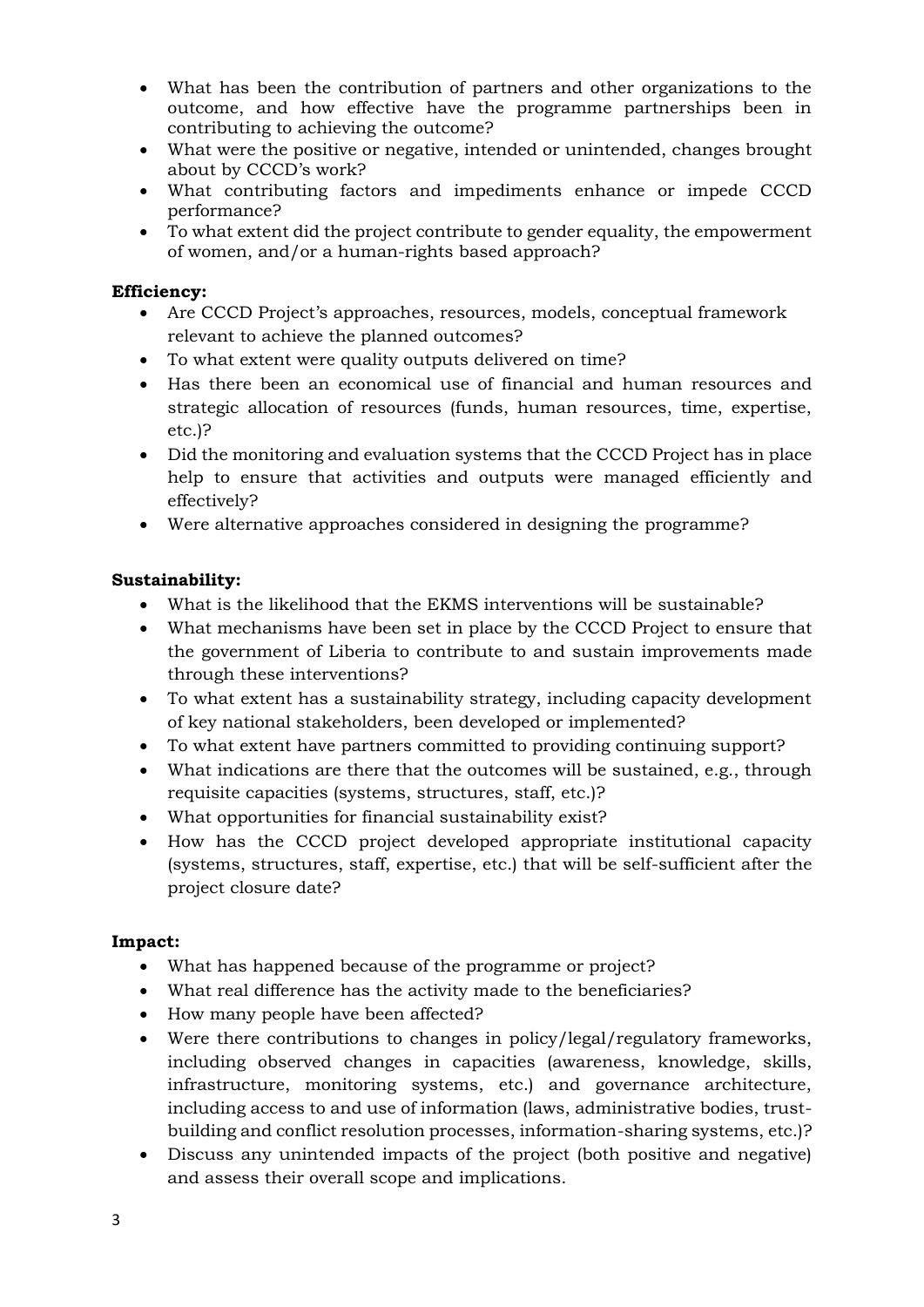- What has been the contribution of partners and other organizations to the outcome, and how effective have the programme partnerships been in contributing to achieving the outcome?
- What were the positive or negative, intended or unintended, changes brought about by CCCD's work?
- What contributing factors and impediments enhance or impede CCCD performance?
- To what extent did the project contribute to gender equality, the empowerment of women, and/or a human-rights based approach?

**Efficiency:**

- Are CCCD Project's approaches, resources, models, conceptual framework relevant to achieve the planned outcomes?
- To what extent were quality outputs delivered on time?
- Has there been an economical use of financial and human resources and strategic allocation of resources (funds, human resources, time, expertise, etc.)?
- Did the monitoring and evaluation systems that the CCCD Project has in place help to ensure that activities and outputs were managed efficiently and effectively?
- Were alternative approaches considered in designing the programme?

**Sustainability:**

- What is the likelihood that the EKMS interventions will be sustainable?
- What mechanisms have been set in place by the CCCD Project to ensure that the government of Liberia to contribute to and sustain improvements made through these interventions?
- To what extent has a sustainability strategy, including capacity development of key national stakeholders, been developed or implemented?
- To what extent have partners committed to providing continuing support?
- What indications are there that the outcomes will be sustained, e.g., through requisite capacities (systems, structures, staff, etc.)?
- What opportunities for financial sustainability exist?
- How has the CCCD project developed appropriate institutional capacity (systems, structures, staff, expertise, etc.) that will be self-sufficient after the project closure date?

**Impact:**

- What has happened because of the programme or project?
- What real difference has the activity made to the beneficiaries?
- How many people have been affected?
- Were there contributions to changes in policy/legal/regulatory frameworks, including observed changes in capacities (awareness, knowledge, skills, infrastructure, monitoring systems, etc.) and governance architecture, including access to and use of information (laws, administrative bodies, trust-building and conflict resolution processes, information-sharing systems, etc.)?
- Discuss any unintended impacts of the project (both positive and negative) and assess their overall scope and implications.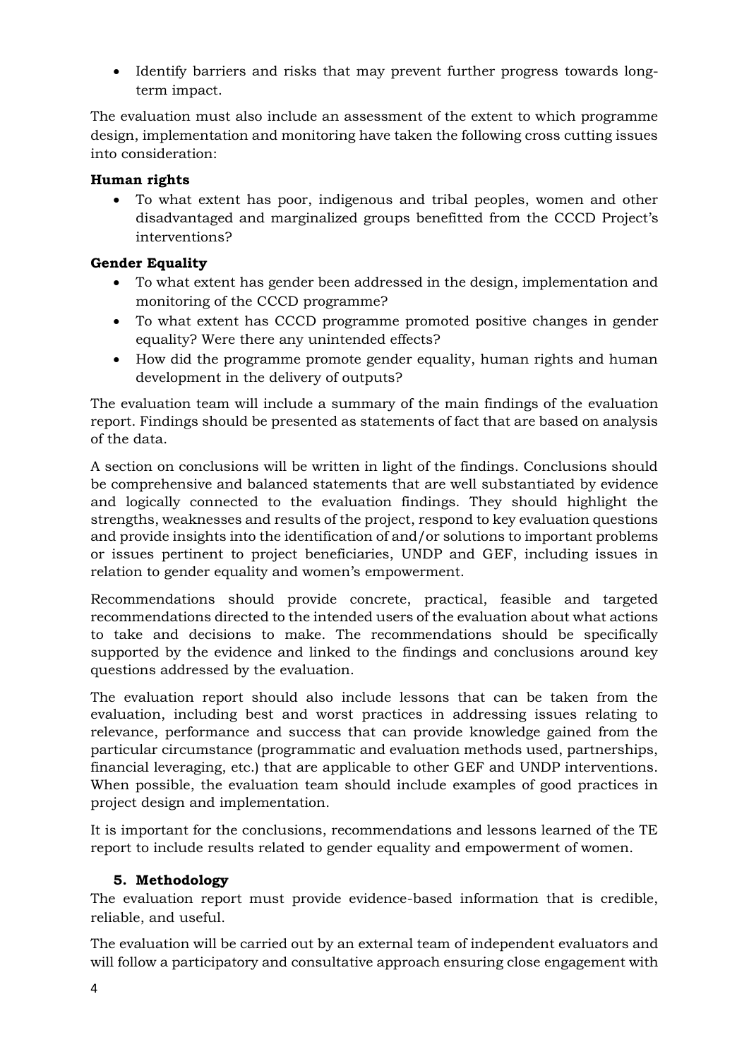- Identify barriers and risks that may prevent further progress towards long-term impact.

The evaluation must also include an assessment of the extent to which programme design, implementation and monitoring have taken the following cross cutting issues into consideration:

**Human rights**

- To what extent has poor, indigenous and tribal peoples, women and other disadvantaged and marginalized groups benefitted from the CCCD Project's interventions?

**Gender Equality**

- To what extent has gender been addressed in the design, implementation and monitoring of the CCCD programme?
- To what extent has CCCD programme promoted positive changes in gender equality? Were there any unintended effects?
- How did the programme promote gender equality, human rights and human development in the delivery of outputs?

The evaluation team will include a summary of the main findings of the evaluation report. Findings should be presented as statements of fact that are based on analysis of the data.

A section on conclusions will be written in light of the findings. Conclusions should be comprehensive and balanced statements that are well substantiated by evidence and logically connected to the evaluation findings. They should highlight the strengths, weaknesses and results of the project, respond to key evaluation questions and provide insights into the identification of and/or solutions to important problems or issues pertinent to project beneficiaries, UNDP and GEF, including issues in relation to gender equality and women's empowerment.

Recommendations should provide concrete, practical, feasible and targeted recommendations directed to the intended users of the evaluation about what actions to take and decisions to make. The recommendations should be specifically supported by the evidence and linked to the findings and conclusions around key questions addressed by the evaluation.

The evaluation report should also include lessons that can be taken from the evaluation, including best and worst practices in addressing issues relating to relevance, performance and success that can provide knowledge gained from the particular circumstance (programmatic and evaluation methods used, partnerships, financial leveraging, etc.) that are applicable to other GEF and UNDP interventions. When possible, the evaluation team should include examples of good practices in project design and implementation.

It is important for the conclusions, recommendations and lessons learned of the TE report to include results related to gender equality and empowerment of women.

## 5. Methodology

The evaluation report must provide evidence-based information that is credible, reliable, and useful.

The evaluation will be carried out by an external team of independent evaluators and will follow a participatory and consultative approach ensuring close engagement with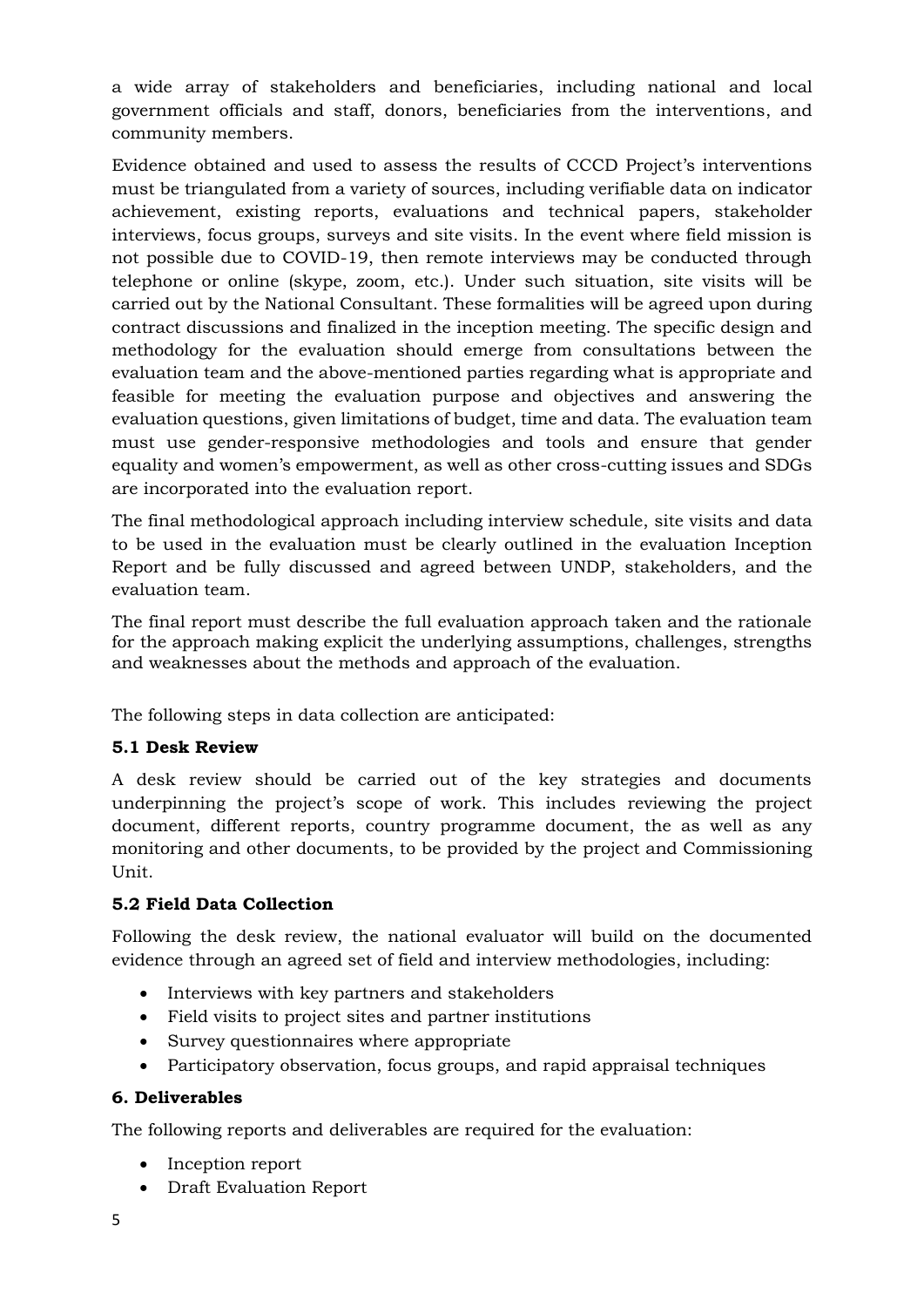a wide array of stakeholders and beneficiaries, including national and local government officials and staff, donors, beneficiaries from the interventions, and community members.

Evidence obtained and used to assess the results of CCCD Project's interventions must be triangulated from a variety of sources, including verifiable data on indicator achievement, existing reports, evaluations and technical papers, stakeholder interviews, focus groups, surveys and site visits. In the event where field mission is not possible due to COVID-19, then remote interviews may be conducted through telephone or online (skype, zoom, etc.). Under such situation, site visits will be carried out by the National Consultant. These formalities will be agreed upon during contract discussions and finalized in the inception meeting. The specific design and methodology for the evaluation should emerge from consultations between the evaluation team and the above-mentioned parties regarding what is appropriate and feasible for meeting the evaluation purpose and objectives and answering the evaluation questions, given limitations of budget, time and data. The evaluation team must use gender-responsive methodologies and tools and ensure that gender equality and women's empowerment, as well as other cross-cutting issues and SDGs are incorporated into the evaluation report.

The final methodological approach including interview schedule, site visits and data to be used in the evaluation must be clearly outlined in the evaluation Inception Report and be fully discussed and agreed between UNDP, stakeholders, and the evaluation team.

The final report must describe the full evaluation approach taken and the rationale for the approach making explicit the underlying assumptions, challenges, strengths and weaknesses about the methods and approach of the evaluation.

The following steps in data collection are anticipated:

### 5.1 Desk Review

A desk review should be carried out of the key strategies and documents underpinning the project's scope of work. This includes reviewing the project document, different reports, country programme document, the as well as any monitoring and other documents, to be provided by the project and Commissioning Unit.

### 5.2 Field Data Collection

Following the desk review, the national evaluator will build on the documented evidence through an agreed set of field and interview methodologies, including:

- Interviews with key partners and stakeholders
- Field visits to project sites and partner institutions
- Survey questionnaires where appropriate
- Participatory observation, focus groups, and rapid appraisal techniques

## 6. Deliverables

The following reports and deliverables are required for the evaluation:

- Inception report
- Draft Evaluation Report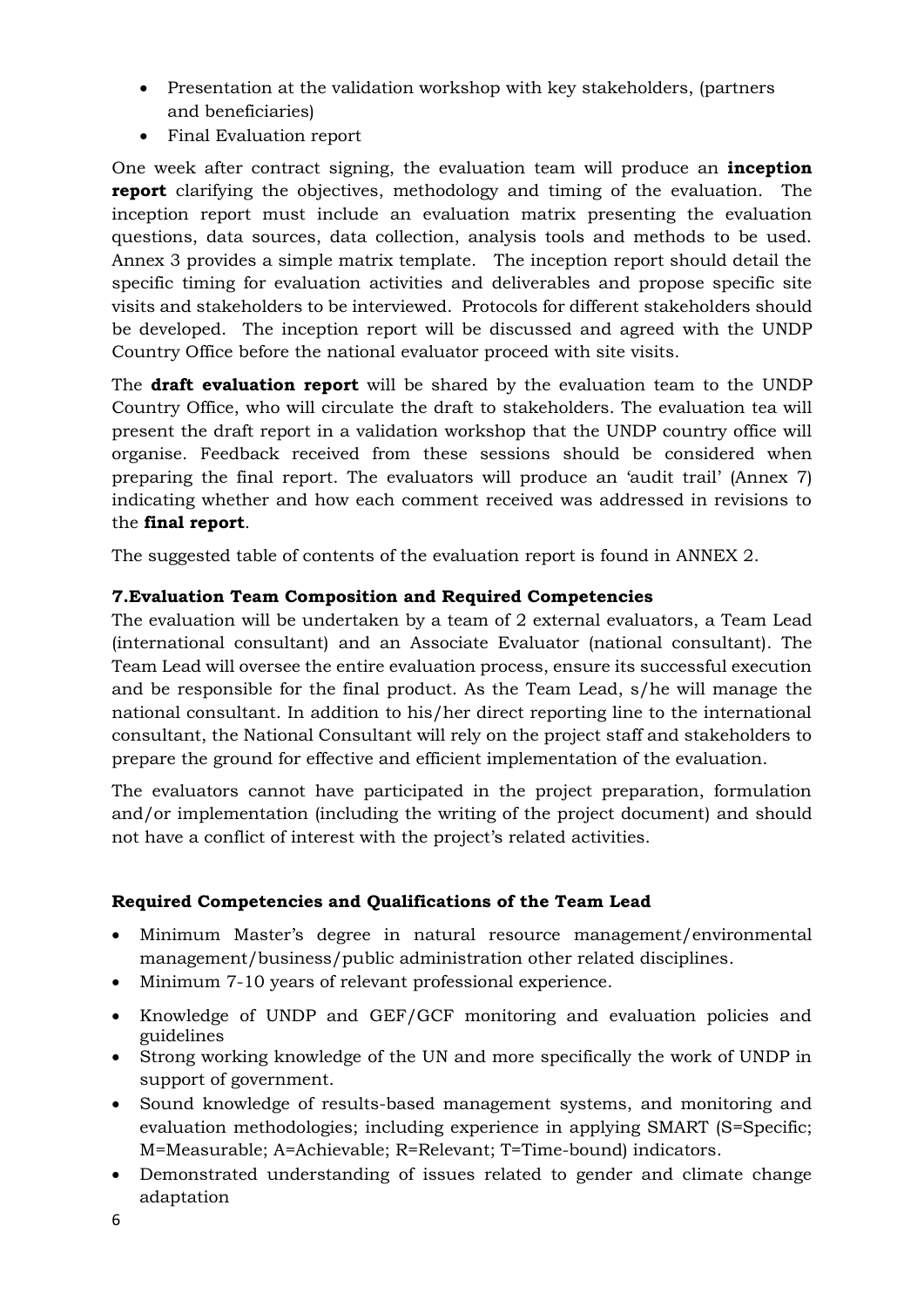- Presentation at the validation workshop with key stakeholders, (partners and beneficiaries)
- Final Evaluation report

One week after contract signing, the evaluation team will produce an **inception report** clarifying the objectives, methodology and timing of the evaluation. The inception report must include an evaluation matrix presenting the evaluation questions, data sources, data collection, analysis tools and methods to be used. Annex 3 provides a simple matrix template. The inception report should detail the specific timing for evaluation activities and deliverables and propose specific site visits and stakeholders to be interviewed. Protocols for different stakeholders should be developed. The inception report will be discussed and agreed with the UNDP Country Office before the national evaluator proceed with site visits.

The **draft evaluation report** will be shared by the evaluation team to the UNDP Country Office, who will circulate the draft to stakeholders. The evaluation tea will present the draft report in a validation workshop that the UNDP country office will organise. Feedback received from these sessions should be considered when preparing the final report. The evaluators will produce an 'audit trail' (Annex 7) indicating whether and how each comment received was addressed in revisions to the **final report**.

The suggested table of contents of the evaluation report is found in ANNEX 2.

### 7.Evaluation Team Composition and Required Competencies

The evaluation will be undertaken by a team of 2 external evaluators, a Team Lead (international consultant) and an Associate Evaluator (national consultant). The Team Lead will oversee the entire evaluation process, ensure its successful execution and be responsible for the final product. As the Team Lead, s/he will manage the national consultant. In addition to his/her direct reporting line to the international consultant, the National Consultant will rely on the project staff and stakeholders to prepare the ground for effective and efficient implementation of the evaluation.

The evaluators cannot have participated in the project preparation, formulation and/or implementation (including the writing of the project document) and should not have a conflict of interest with the project's related activities.

#### Required Competencies and Qualifications of the Team Lead

- Minimum Master's degree in natural resource management/environmental management/business/public administration other related disciplines.
- Minimum 7-10 years of relevant professional experience.
- Knowledge of UNDP and GEF/GCF monitoring and evaluation policies and guidelines
- Strong working knowledge of the UN and more specifically the work of UNDP in support of government.
- Sound knowledge of results-based management systems, and monitoring and evaluation methodologies; including experience in applying SMART (S=Specific; M=Measurable; A=Achievable; R=Relevant; T=Time-bound) indicators.
- Demonstrated understanding of issues related to gender and climate change adaptation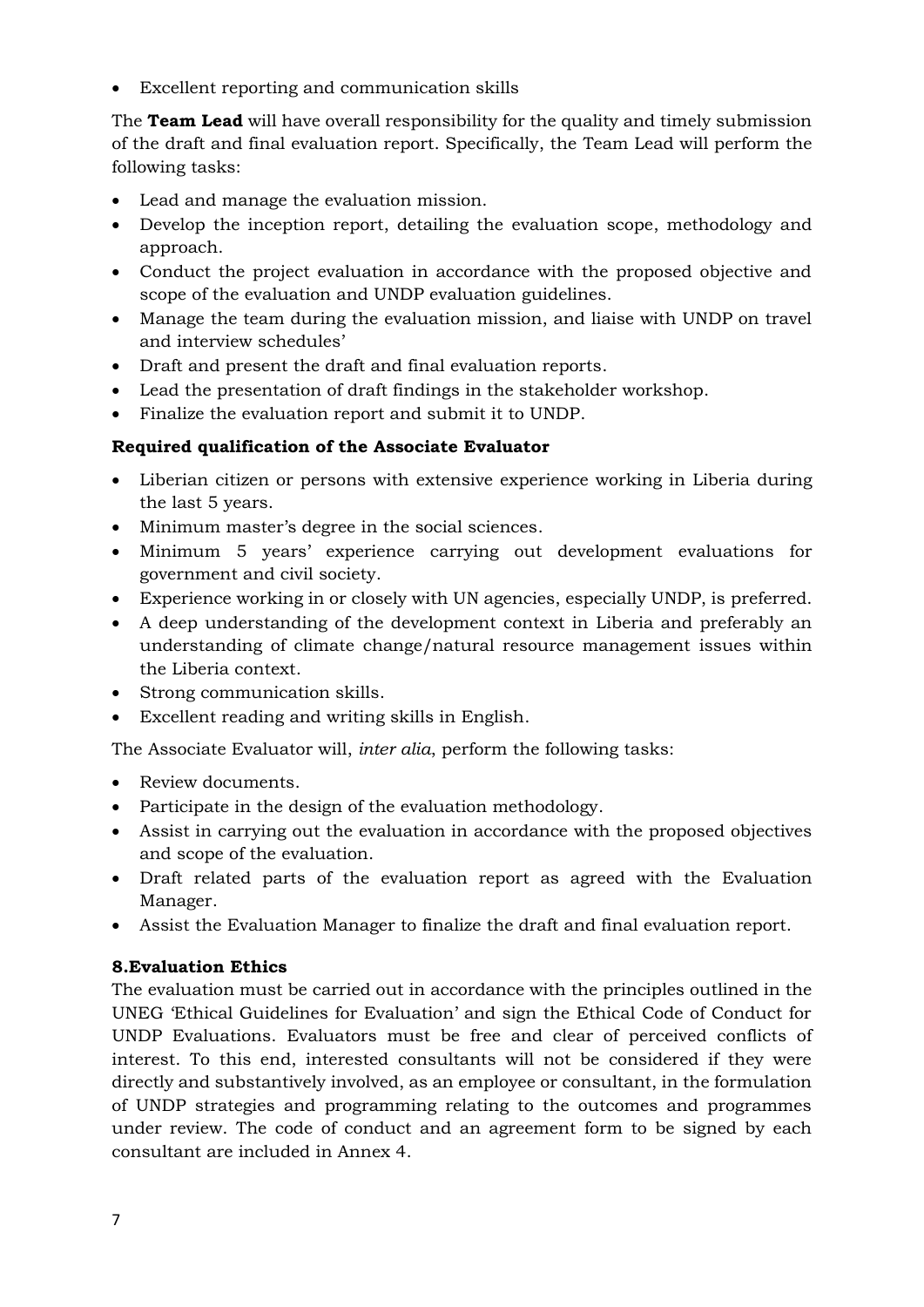- Excellent reporting and communication skills

The **Team Lead** will have overall responsibility for the quality and timely submission of the draft and final evaluation report. Specifically, the Team Lead will perform the following tasks:

- Lead and manage the evaluation mission.
- Develop the inception report, detailing the evaluation scope, methodology and approach.
- Conduct the project evaluation in accordance with the proposed objective and scope of the evaluation and UNDP evaluation guidelines.
- Manage the team during the evaluation mission, and liaise with UNDP on travel and interview schedules'
- Draft and present the draft and final evaluation reports.
- Lead the presentation of draft findings in the stakeholder workshop.
- Finalize the evaluation report and submit it to UNDP.

**Required qualification of the Associate Evaluator**

- Liberian citizen or persons with extensive experience working in Liberia during the last 5 years.
- Minimum master's degree in the social sciences.
- Minimum 5 years' experience carrying out development evaluations for government and civil society.
- Experience working in or closely with UN agencies, especially UNDP, is preferred.
- A deep understanding of the development context in Liberia and preferably an understanding of climate change/natural resource management issues within the Liberia context.
- Strong communication skills.
- Excellent reading and writing skills in English.

The Associate Evaluator will, *inter alia*, perform the following tasks:

- Review documents.
- Participate in the design of the evaluation methodology.
- Assist in carrying out the evaluation in accordance with the proposed objectives and scope of the evaluation.
- Draft related parts of the evaluation report as agreed with the Evaluation Manager.
- Assist the Evaluation Manager to finalize the draft and final evaluation report.

## 8.Evaluation Ethics

The evaluation must be carried out in accordance with the principles outlined in the UNEG 'Ethical Guidelines for Evaluation' and sign the Ethical Code of Conduct for UNDP Evaluations. Evaluators must be free and clear of perceived conflicts of interest. To this end, interested consultants will not be considered if they were directly and substantively involved, as an employee or consultant, in the formulation of UNDP strategies and programming relating to the outcomes and programmes under review. The code of conduct and an agreement form to be signed by each consultant are included in Annex 4.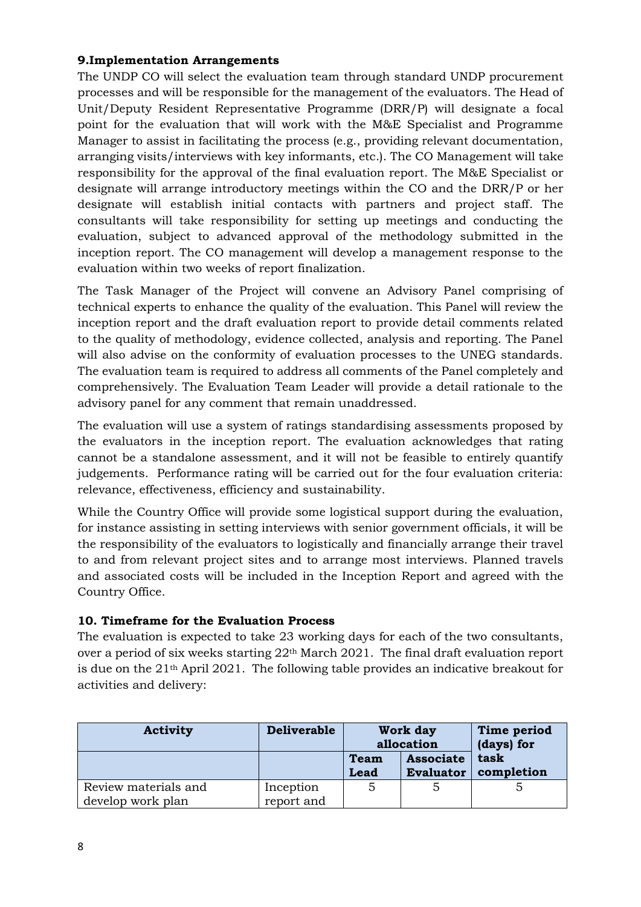## 9.Implementation Arrangements

The UNDP CO will select the evaluation team through standard UNDP procurement processes and will be responsible for the management of the evaluators. The Head of Unit/Deputy Resident Representative Programme (DRR/P) will designate a focal point for the evaluation that will work with the M&E Specialist and Programme Manager to assist in facilitating the process (e.g., providing relevant documentation, arranging visits/interviews with key informants, etc.). The CO Management will take responsibility for the approval of the final evaluation report. The M&E Specialist or designate will arrange introductory meetings within the CO and the DRR/P or her designate will establish initial contacts with partners and project staff. The consultants will take responsibility for setting up meetings and conducting the evaluation, subject to advanced approval of the methodology submitted in the inception report. The CO management will develop a management response to the evaluation within two weeks of report finalization.

The Task Manager of the Project will convene an Advisory Panel comprising of technical experts to enhance the quality of the evaluation. This Panel will review the inception report and the draft evaluation report to provide detail comments related to the quality of methodology, evidence collected, analysis and reporting. The Panel will also advise on the conformity of evaluation processes to the UNEG standards. The evaluation team is required to address all comments of the Panel completely and comprehensively. The Evaluation Team Leader will provide a detail rationale to the advisory panel for any comment that remain unaddressed.

The evaluation will use a system of ratings standardising assessments proposed by the evaluators in the inception report. The evaluation acknowledges that rating cannot be a standalone assessment, and it will not be feasible to entirely quantify judgements. Performance rating will be carried out for the four evaluation criteria: relevance, effectiveness, efficiency and sustainability.

While the Country Office will provide some logistical support during the evaluation, for instance assisting in setting interviews with senior government officials, it will be the responsibility of the evaluators to logistically and financially arrange their travel to and from relevant project sites and to arrange most interviews. Planned travels and associated costs will be included in the Inception Report and agreed with the Country Office.

## 10. Timeframe for the Evaluation Process

The evaluation is expected to take 23 working days for each of the two consultants, over a period of six weeks starting 22th March 2021. The final draft evaluation report is due on the 21th April 2021. The following table provides an indicative breakout for activities and delivery:

| Activity | Deliverable | Work day allocation | | Time period (days) for task completion |
|---|---|---|---|---|
| | | Team Lead | Associate Evaluator | |
| Review materials and develop work plan | Inception report and | 5 | 5 | 5 |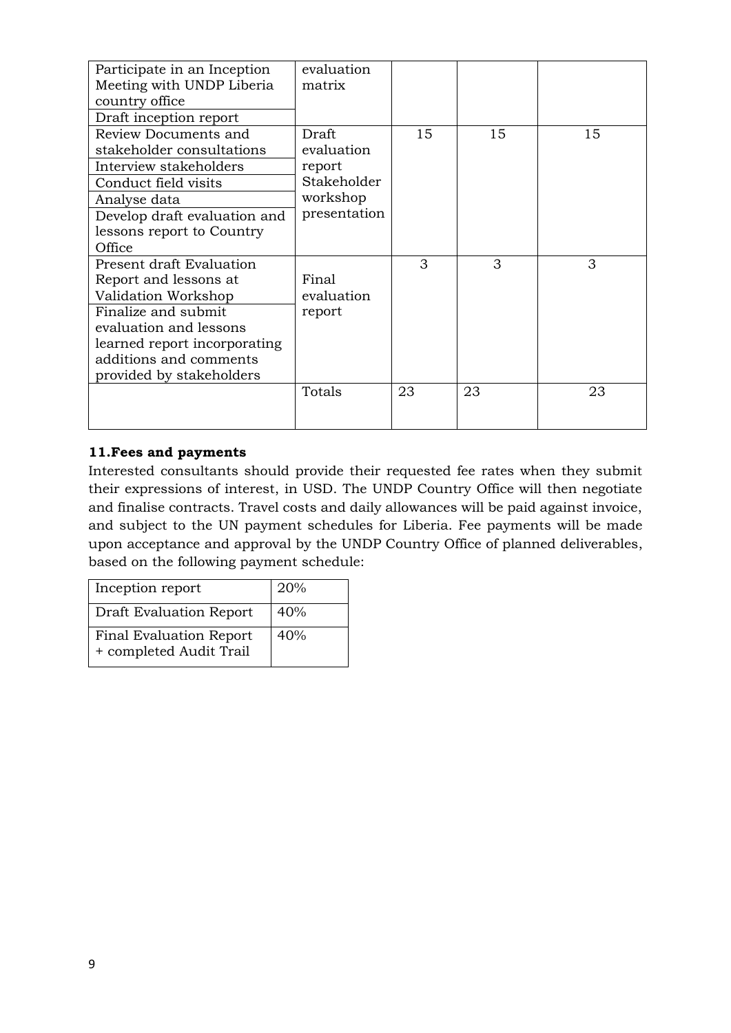| | | | | |
|---|---|---|---|---|
| Participate in an Inception Meeting with UNDP Liberia country office<br>Draft inception report | evaluation matrix | | | |
| Review Documents and stakeholder consultations<br>Interview stakeholders<br>Conduct field visits<br>Analyse data<br>Develop draft evaluation and lessons report to Country Office | Draft evaluation report Stakeholder workshop presentation | 15 | 15 | 15 |
| Present draft Evaluation Report and lessons at Validation Workshop<br>Finalize and submit evaluation and lessons learned report incorporating additions and comments provided by stakeholders | Final evaluation report | 3 | 3 | 3 |
| | Totals | 23 | 23 | 23 |

**11.Fees and payments**

Interested consultants should provide their requested fee rates when they submit their expressions of interest, in USD. The UNDP Country Office will then negotiate and finalise contracts. Travel costs and daily allowances will be paid against invoice, and subject to the UN payment schedules for Liberia. Fee payments will be made upon acceptance and approval by the UNDP Country Office of planned deliverables, based on the following payment schedule:

| | |
|---|---|
| Inception report | 20% |
| Draft Evaluation Report | 40% |
| Final Evaluation Report + completed Audit Trail | 40% |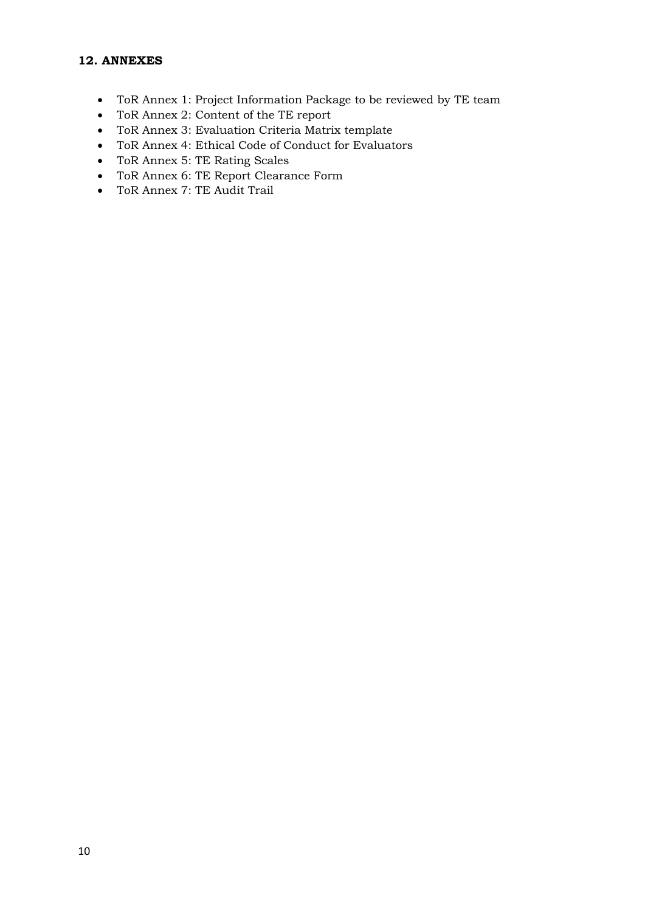## 12. ANNEXES

- ToR Annex 1: Project Information Package to be reviewed by TE team
- ToR Annex 2: Content of the TE report
- ToR Annex 3: Evaluation Criteria Matrix template
- ToR Annex 4: Ethical Code of Conduct for Evaluators
- ToR Annex 5: TE Rating Scales
- ToR Annex 6: TE Report Clearance Form
- ToR Annex 7: TE Audit Trail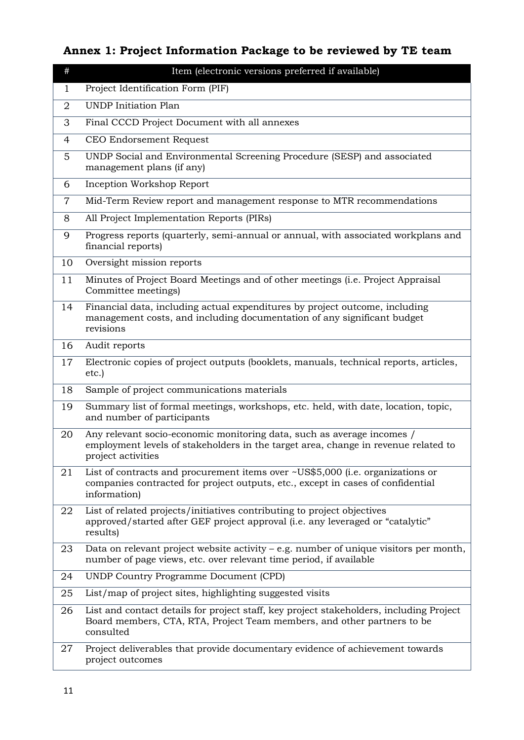## Annex 1: Project Information Package to be reviewed by TE team

| # | Item (electronic versions preferred if available) |
|---|---|
| 1 | Project Identification Form (PIF) |
| 2 | UNDP Initiation Plan |
| 3 | Final CCCD Project Document with all annexes |
| 4 | CEO Endorsement Request |
| 5 | UNDP Social and Environmental Screening Procedure (SESP) and associated management plans (if any) |
| 6 | Inception Workshop Report |
| 7 | Mid-Term Review report and management response to MTR recommendations |
| 8 | All Project Implementation Reports (PIRs) |
| 9 | Progress reports (quarterly, semi-annual or annual, with associated workplans and financial reports) |
| 10 | Oversight mission reports |
| 11 | Minutes of Project Board Meetings and of other meetings (i.e. Project Appraisal Committee meetings) |
| 14 | Financial data, including actual expenditures by project outcome, including management costs, and including documentation of any significant budget revisions |
| 16 | Audit reports |
| 17 | Electronic copies of project outputs (booklets, manuals, technical reports, articles, etc.) |
| 18 | Sample of project communications materials |
| 19 | Summary list of formal meetings, workshops, etc. held, with date, location, topic, and number of participants |
| 20 | Any relevant socio-economic monitoring data, such as average incomes / employment levels of stakeholders in the target area, change in revenue related to project activities |
| 21 | List of contracts and procurement items over ~US$5,000 (i.e. organizations or companies contracted for project outputs, etc., except in cases of confidential information) |
| 22 | List of related projects/initiatives contributing to project objectives approved/started after GEF project approval (i.e. any leveraged or "catalytic" results) |
| 23 | Data on relevant project website activity – e.g. number of unique visitors per month, number of page views, etc. over relevant time period, if available |
| 24 | UNDP Country Programme Document (CPD) |
| 25 | List/map of project sites, highlighting suggested visits |
| 26 | List and contact details for project staff, key project stakeholders, including Project Board members, CTA, RTA, Project Team members, and other partners to be consulted |
| 27 | Project deliverables that provide documentary evidence of achievement towards project outcomes |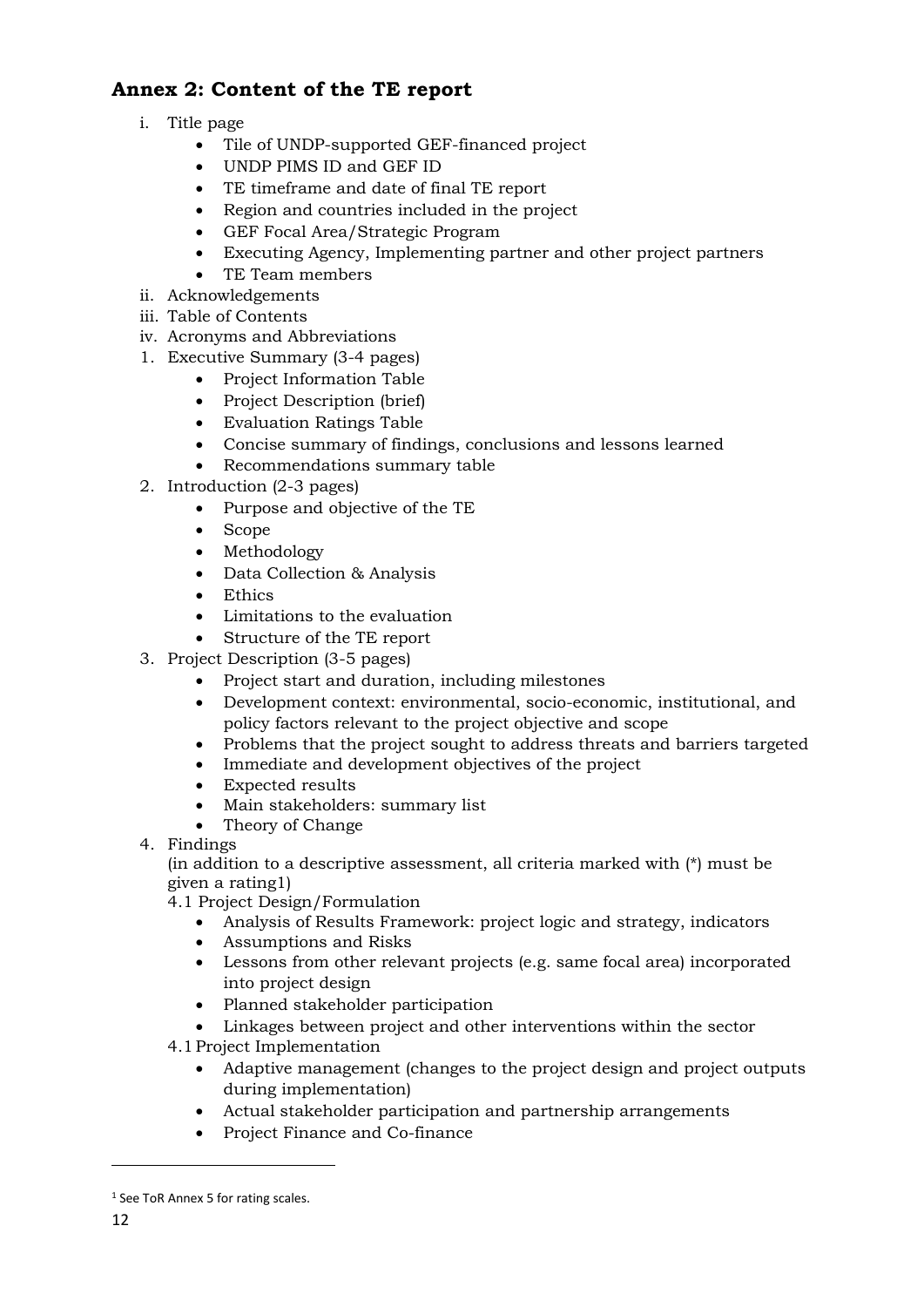## Annex 2: Content of the TE report

i. Title page
    - Tile of UNDP-supported GEF-financed project
    - UNDP PIMS ID and GEF ID
    - TE timeframe and date of final TE report
    - Region and countries included in the project
    - GEF Focal Area/Strategic Program
    - Executing Agency, Implementing partner and other project partners
    - TE Team members

ii. Acknowledgements

iii. Table of Contents

iv. Acronyms and Abbreviations

1. Executive Summary (3-4 pages)
    - Project Information Table
    - Project Description (brief)
    - Evaluation Ratings Table
    - Concise summary of findings, conclusions and lessons learned
    - Recommendations summary table
2. Introduction (2-3 pages)
    - Purpose and objective of the TE
    - Scope
    - Methodology
    - Data Collection & Analysis
    - Ethics
    - Limitations to the evaluation
    - Structure of the TE report
3. Project Description (3-5 pages)
    - Project start and duration, including milestones
    - Development context: environmental, socio-economic, institutional, and policy factors relevant to the project objective and scope
    - Problems that the project sought to address threats and barriers targeted
    - Immediate and development objectives of the project
    - Expected results
    - Main stakeholders: summary list
    - Theory of Change
4. Findings

    (in addition to a descriptive assessment, all criteria marked with (*) must be given a rating[1])

    4.1 Project Design/Formulation
    - Analysis of Results Framework: project logic and strategy, indicators
    - Assumptions and Risks
    - Lessons from other relevant projects (e.g. same focal area) incorporated into project design
    - Planned stakeholder participation
    - Linkages between project and other interventions within the sector

    4.1 Project Implementation
    - Adaptive management (changes to the project design and project outputs during implementation)
    - Actual stakeholder participation and partnership arrangements
    - Project Finance and Co-finance

---

[1] See ToR Annex 5 for rating scales.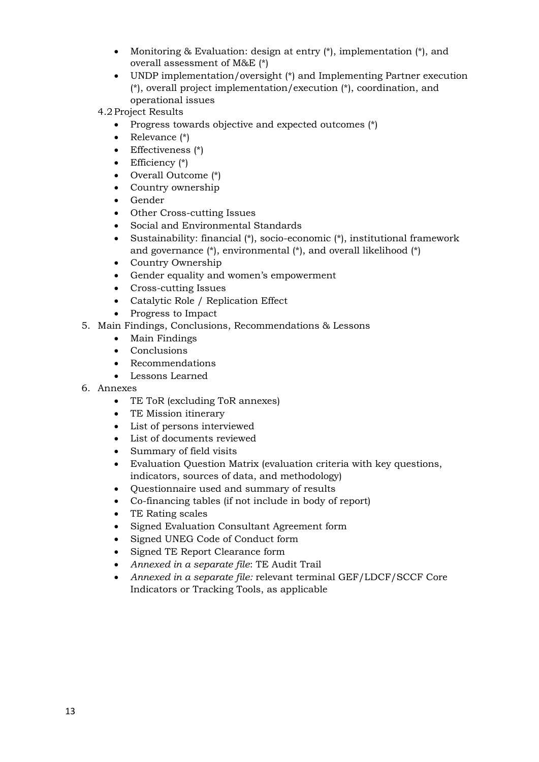- Monitoring & Evaluation: design at entry (*), implementation (*), and overall assessment of M&E (*)
- UNDP implementation/oversight (*) and Implementing Partner execution (*), overall project implementation/execution (*), coordination, and operational issues

4.2 Project Results

- Progress towards objective and expected outcomes (*)
- Relevance (*)
- Effectiveness (*)
- Efficiency (*)
- Overall Outcome (*)
- Country ownership
- Gender
- Other Cross-cutting Issues
- Social and Environmental Standards
- Sustainability: financial (*), socio-economic (*), institutional framework and governance (*), environmental (*), and overall likelihood (*)
- Country Ownership
- Gender equality and women's empowerment
- Cross-cutting Issues
- Catalytic Role / Replication Effect
- Progress to Impact

5. Main Findings, Conclusions, Recommendations & Lessons
    - Main Findings
    - Conclusions
    - Recommendations
    - Lessons Learned
6. Annexes
    - TE ToR (excluding ToR annexes)
    - TE Mission itinerary
    - List of persons interviewed
    - List of documents reviewed
    - Summary of field visits
    - Evaluation Question Matrix (evaluation criteria with key questions, indicators, sources of data, and methodology)
    - Questionnaire used and summary of results
    - Co-financing tables (if not include in body of report)
    - TE Rating scales
    - Signed Evaluation Consultant Agreement form
    - Signed UNEG Code of Conduct form
    - Signed TE Report Clearance form
    - *Annexed in a separate file*: TE Audit Trail
    - *Annexed in a separate file:* relevant terminal GEF/LDCF/SCCF Core Indicators or Tracking Tools, as applicable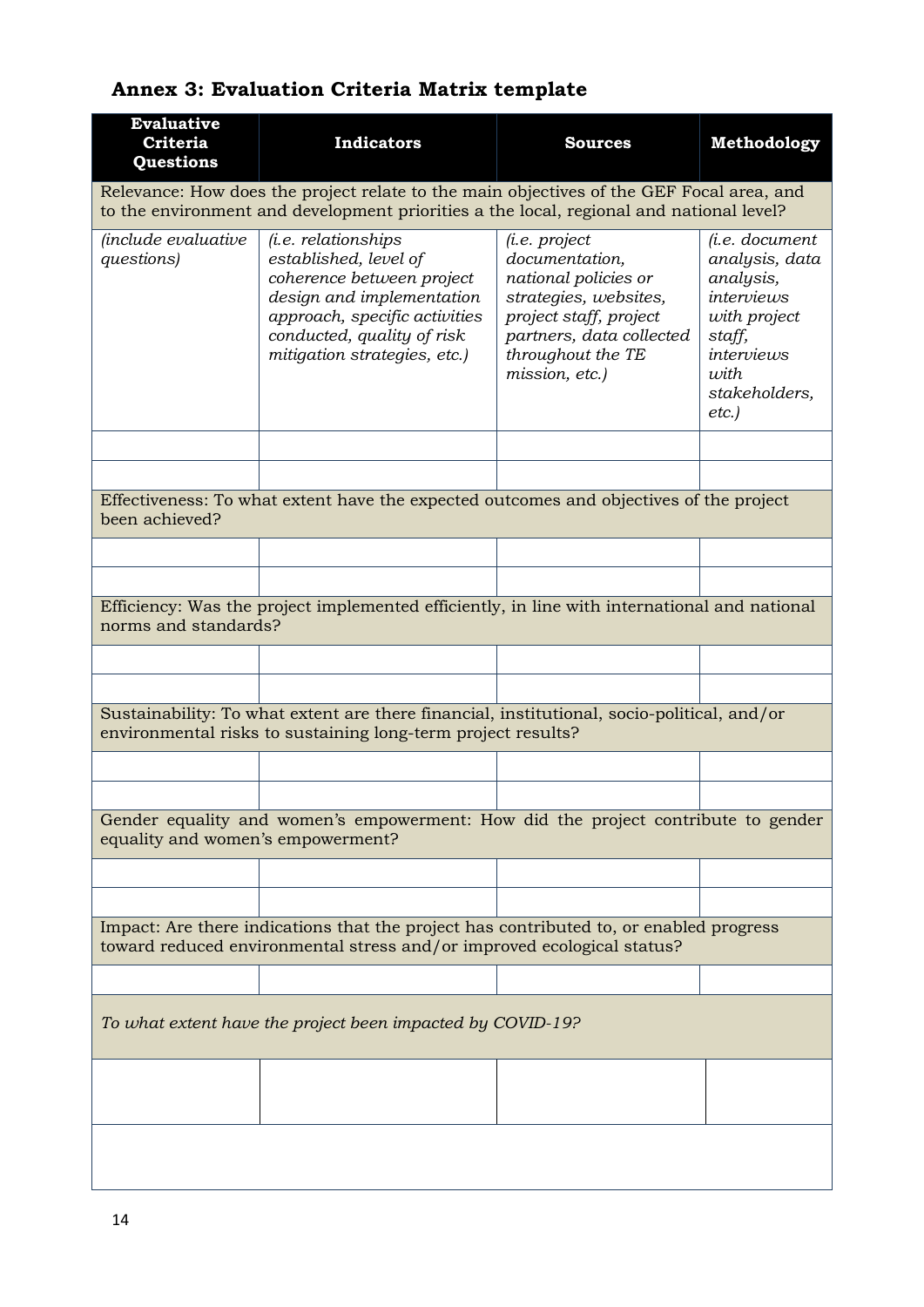## Annex 3: Evaluation Criteria Matrix template

| Evaluative Criteria Questions | Indicators | Sources | Methodology |
|---|---|---|---|
| Relevance: How does the project relate to the main objectives of the GEF Focal area, and to the environment and development priorities a the local, regional and national level? | | | |
| *(include evaluative questions)* | *(i.e. relationships established, level of coherence between project design and implementation approach, specific activities conducted, quality of risk mitigation strategies, etc.)* | *(i.e. project documentation, national policies or strategies, websites, project staff, project partners, data collected throughout the TE mission, etc.)* | *(i.e. document analysis, data analysis, interviews with project staff, interviews with stakeholders, etc.)* |
| | | | |
| | | | |
| Effectiveness: To what extent have the expected outcomes and objectives of the project been achieved? | | | |
| | | | |
| | | | |
| Efficiency: Was the project implemented efficiently, in line with international and national norms and standards? | | | |
| | | | |
| | | | |
| Sustainability: To what extent are there financial, institutional, socio-political, and/or environmental risks to sustaining long-term project results? | | | |
| | | | |
| | | | |
| Gender equality and women's empowerment: How did the project contribute to gender equality and women's empowerment? | | | |
| | | | |
| | | | |
| Impact: Are there indications that the project has contributed to, or enabled progress toward reduced environmental stress and/or improved ecological status? | | | |
| | | | |
| *To what extent have the project been impacted by COVID-19?* | | | |
| | | | |
| | | | |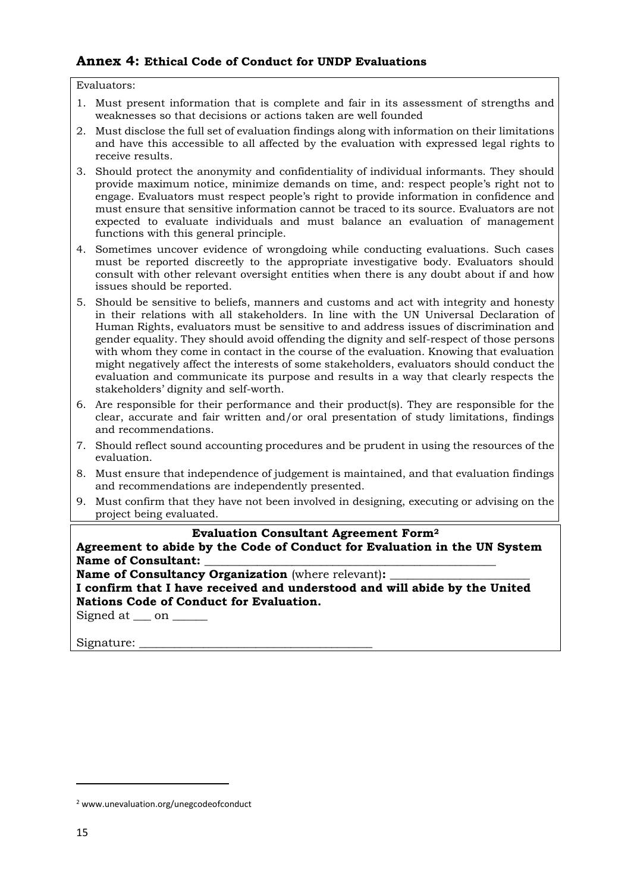## Annex 4: Ethical Code of Conduct for UNDP Evaluations

Evaluators:

1. Must present information that is complete and fair in its assessment of strengths and weaknesses so that decisions or actions taken are well founded
2. Must disclose the full set of evaluation findings along with information on their limitations and have this accessible to all affected by the evaluation with expressed legal rights to receive results.
3. Should protect the anonymity and confidentiality of individual informants. They should provide maximum notice, minimize demands on time, and: respect people's right not to engage. Evaluators must respect people's right to provide information in confidence and must ensure that sensitive information cannot be traced to its source. Evaluators are not expected to evaluate individuals and must balance an evaluation of management functions with this general principle.
4. Sometimes uncover evidence of wrongdoing while conducting evaluations. Such cases must be reported discreetly to the appropriate investigative body. Evaluators should consult with other relevant oversight entities when there is any doubt about if and how issues should be reported.
5. Should be sensitive to beliefs, manners and customs and act with integrity and honesty in their relations with all stakeholders. In line with the UN Universal Declaration of Human Rights, evaluators must be sensitive to and address issues of discrimination and gender equality. They should avoid offending the dignity and self-respect of those persons with whom they come in contact in the course of the evaluation. Knowing that evaluation might negatively affect the interests of some stakeholders, evaluators should conduct the evaluation and communicate its purpose and results in a way that clearly respects the stakeholders' dignity and self-worth.
6. Are responsible for their performance and their product(s). They are responsible for the clear, accurate and fair written and/or oral presentation of study limitations, findings and recommendations.
7. Should reflect sound accounting procedures and be prudent in using the resources of the evaluation.
8. Must ensure that independence of judgement is maintained, and that evaluation findings and recommendations are independently presented.
9. Must confirm that they have not been involved in designing, executing or advising on the project being evaluated.

**Evaluation Consultant Agreement Form[2]**

**Agreement to abide by the Code of Conduct for Evaluation in the UN System**

**Name of Consultant:** ___________________________________________________

**Name of Consultancy Organization** (where relevant)**:** _______________________

**I confirm that I have received and understood and will abide by the United Nations Code of Conduct for Evaluation.**

Signed at ___ on ______

Signature: ______________________________________

[2] www.unevaluation.org/unegcodeofconduct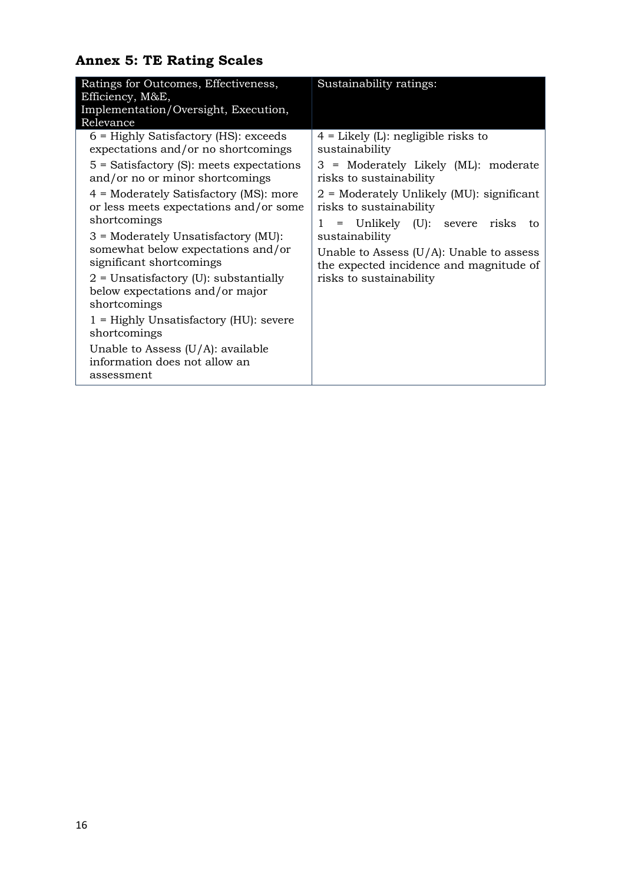## Annex 5: TE Rating Scales

| Ratings for Outcomes, Effectiveness, Efficiency, M&E, Implementation/Oversight, Execution, Relevance | Sustainability ratings: |
|---|---|
| 6 = Highly Satisfactory (HS): exceeds expectations and/or no shortcomings<br>5 = Satisfactory (S): meets expectations and/or no or minor shortcomings<br>4 = Moderately Satisfactory (MS): more or less meets expectations and/or some shortcomings<br>3 = Moderately Unsatisfactory (MU): somewhat below expectations and/or significant shortcomings<br>2 = Unsatisfactory (U): substantially below expectations and/or major shortcomings<br>1 = Highly Unsatisfactory (HU): severe shortcomings<br>Unable to Assess (U/A): available information does not allow an assessment | 4 = Likely (L): negligible risks to sustainability<br>3 = Moderately Likely (ML): moderate risks to sustainability<br>2 = Moderately Unlikely (MU): significant risks to sustainability<br>1 = Unlikely (U): severe risks to sustainability<br>Unable to Assess (U/A): Unable to assess the expected incidence and magnitude of risks to sustainability |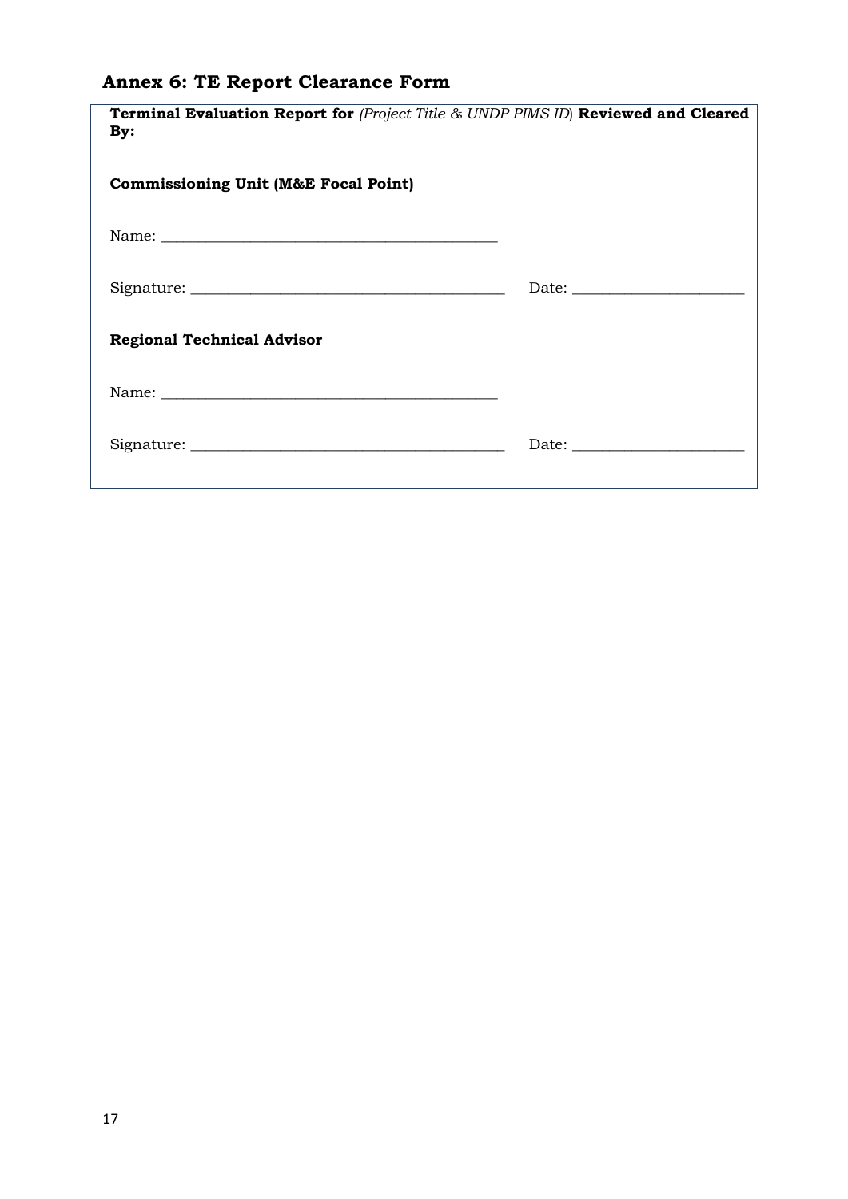## Annex 6: TE Report Clearance Form

**Terminal Evaluation Report for** *(Project Title & UNDP PIMS ID)* **Reviewed and Cleared By:**

**Commissioning Unit (M&E Focal Point)**

Name: _____________________________________________

Signature: __________________________________________ Date: _______________________

**Regional Technical Advisor**

Name: _____________________________________________

Signature: __________________________________________ Date: _______________________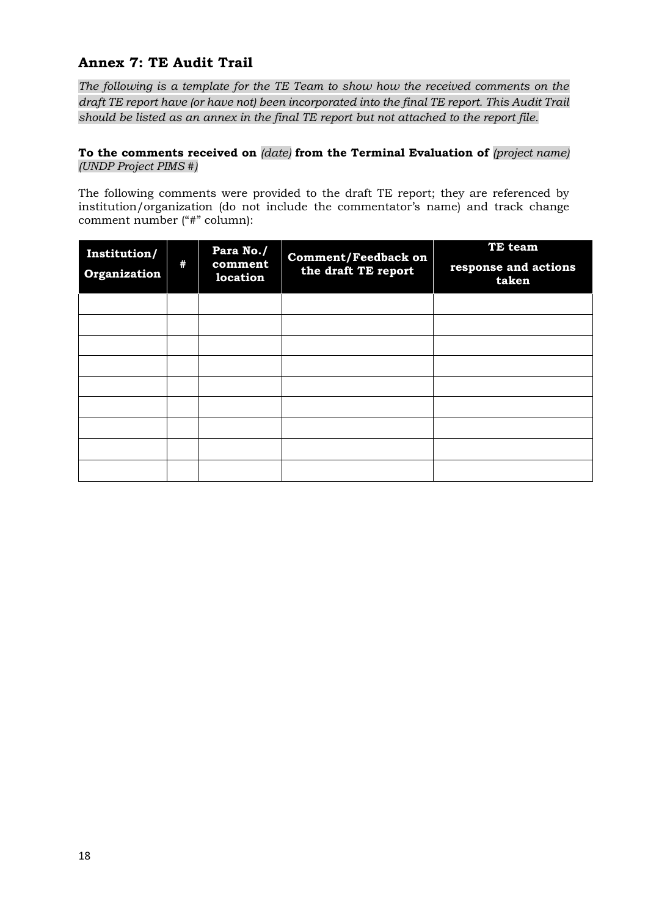## Annex 7: TE Audit Trail

*The following is a template for the TE Team to show how the received comments on the draft TE report have (or have not) been incorporated into the final TE report. This Audit Trail should be listed as an annex in the final TE report but not attached to the report file.*

**To the comments received on** *(date)* **from the Terminal Evaluation of** *(project name) (UNDP Project PIMS #)*

The following comments were provided to the draft TE report; they are referenced by institution/organization (do not include the commentator's name) and track change comment number ("#" column):

| Institution/ Organization | # | Para No./ comment location | Comment/Feedback on the draft TE report | TE team response and actions taken |
|---|---|---|---|---|
| | | | | |
| | | | | |
| | | | | |
| | | | | |
| | | | | |
| | | | | |
| | | | | |
| | | | | |
| | | | | |